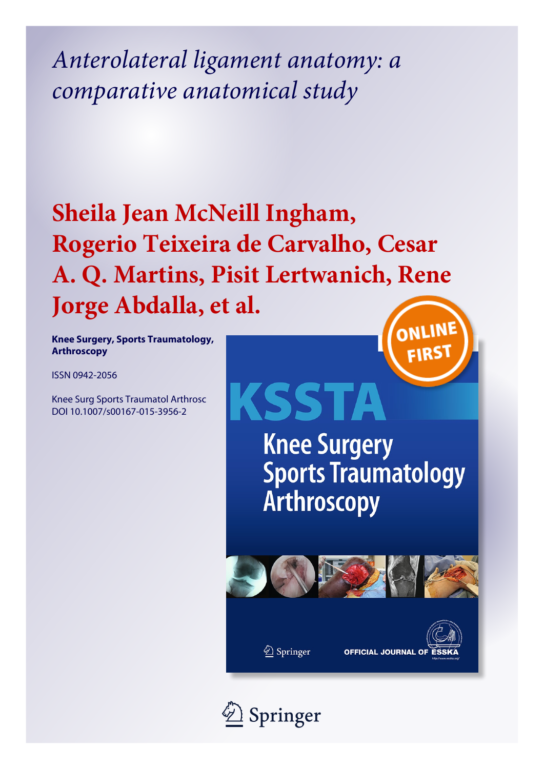*Anterolateral ligament anatomy: a comparative anatomical study*

# Sheila Jean McNeill Ingham, Rogerio Teixeira de Carvalho, Cesar A. Q. Martins, Pisit Lertwanich, Rene Jorge Abdalla, et al.

**Knee Surgery, Sports Traumatology, Arthroscopy**

ISSN 0942-2056

Knee Surg Sports Traumatol Arthrosc
DOI 10.1007/s00167-015-3956-2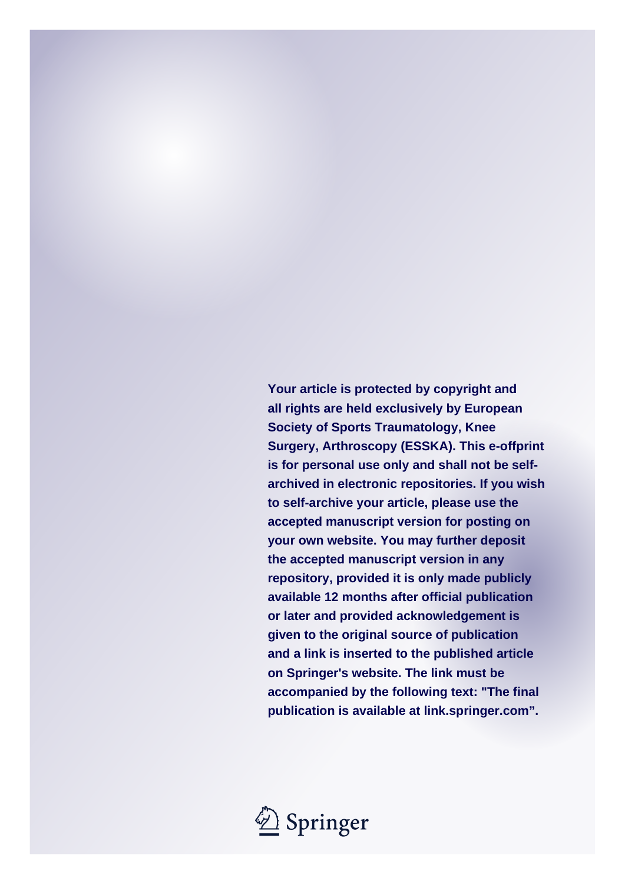**Your article is protected by copyright and all rights are held exclusively by European Society of Sports Traumatology, Knee Surgery, Arthroscopy (ESSKA). This e-offprint is for personal use only and shall not be self-archived in electronic repositories. If you wish to self-archive your article, please use the accepted manuscript version for posting on your own website. You may further deposit the accepted manuscript version in any repository, provided it is only made publicly available 12 months after official publication or later and provided acknowledgement is given to the original source of publication and a link is inserted to the published article on Springer's website. The link must be accompanied by the following text: "The final publication is available at link.springer.com".**

Springer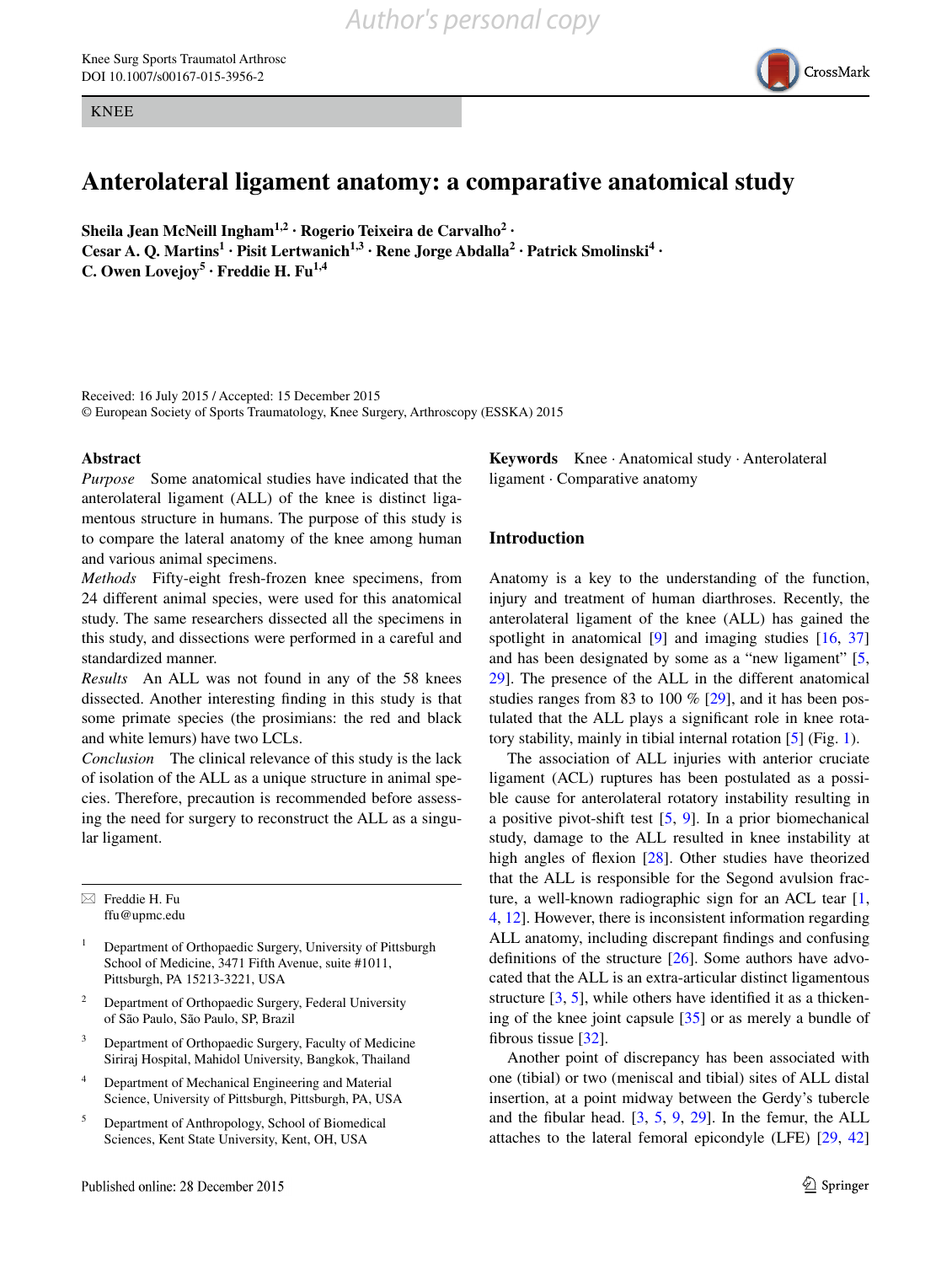Author's personal copy

# Anterolateral ligament anatomy: a comparative anatomical study

**Sheila Jean McNeill Ingham[1,2] · Rogerio Teixeira de Carvalho[2] · Cesar A. Q. Martins[1] · Pisit Lertwanich[1,3] · Rene Jorge Abdalla[2] · Patrick Smolinski[4] · C. Owen Lovejoy[5] · Freddie H. Fu[1,4]**

Received: 16 July 2015 / Accepted: 15 December 2015
© European Society of Sports Traumatology, Knee Surgery, Arthroscopy (ESSKA) 2015

## Abstract

*Purpose* Some anatomical studies have indicated that the anterolateral ligament (ALL) of the knee is distinct ligamentous structure in humans. The purpose of this study is to compare the lateral anatomy of the knee among human and various animal specimens.

*Methods* Fifty-eight fresh-frozen knee specimens, from 24 different animal species, were used for this anatomical study. The same researchers dissected all the specimens in this study, and dissections were performed in a careful and standardized manner.

*Results* An ALL was not found in any of the 58 knees dissected. Another interesting finding in this study is that some primate species (the prosimians: the red and black and white lemurs) have two LCLs.

*Conclusion* The clinical relevance of this study is the lack of isolation of the ALL as a unique structure in animal species. Therefore, precaution is recommended before assessing the need for surgery to reconstruct the ALL as a singular ligament.

**Keywords** Knee · Anatomical study · Anterolateral ligament · Comparative anatomy

✉ Freddie H. Fu
ffu@upmc.edu

[1] Department of Orthopaedic Surgery, University of Pittsburgh School of Medicine, 3471 Fifth Avenue, suite #1011, Pittsburgh, PA 15213-3221, USA

[2] Department of Orthopaedic Surgery, Federal University of São Paulo, São Paulo, SP, Brazil

[3] Department of Orthopaedic Surgery, Faculty of Medicine Siriraj Hospital, Mahidol University, Bangkok, Thailand

[4] Department of Mechanical Engineering and Material Science, University of Pittsburgh, Pittsburgh, PA, USA

[5] Department of Anthropology, School of Biomedical Sciences, Kent State University, Kent, OH, USA

## Introduction

Anatomy is a key to the understanding of the function, injury and treatment of human diarthroses. Recently, the anterolateral ligament of the knee (ALL) has gained the spotlight in anatomical [9] and imaging studies [16, 37] and has been designated by some as a "new ligament" [5, 29]. The presence of the ALL in the different anatomical studies ranges from 83 to 100 % [29], and it has been postulated that the ALL plays a significant role in knee rotatory stability, mainly in tibial internal rotation [5] (Fig. 1).

The association of ALL injuries with anterior cruciate ligament (ACL) ruptures has been postulated as a possible cause for anterolateral rotatory instability resulting in a positive pivot-shift test [5, 9]. In a prior biomechanical study, damage to the ALL resulted in knee instability at high angles of flexion [28]. Other studies have theorized that the ALL is responsible for the Segond avulsion fracture, a well-known radiographic sign for an ACL tear [1, 4, 12]. However, there is inconsistent information regarding ALL anatomy, including discrepant findings and confusing definitions of the structure [26]. Some authors have advocated that the ALL is an extra-articular distinct ligamentous structure [3, 5], while others have identified it as a thickening of the knee joint capsule [35] or as merely a bundle of fibrous tissue [32].

Another point of discrepancy has been associated with one (tibial) or two (meniscal and tibial) sites of ALL distal insertion, at a point midway between the Gerdy's tubercle and the fibular head. [3, 5, 9, 29]. In the femur, the ALL attaches to the lateral femoral epicondyle (LFE) [29, 42]

Published online: 28 December 2015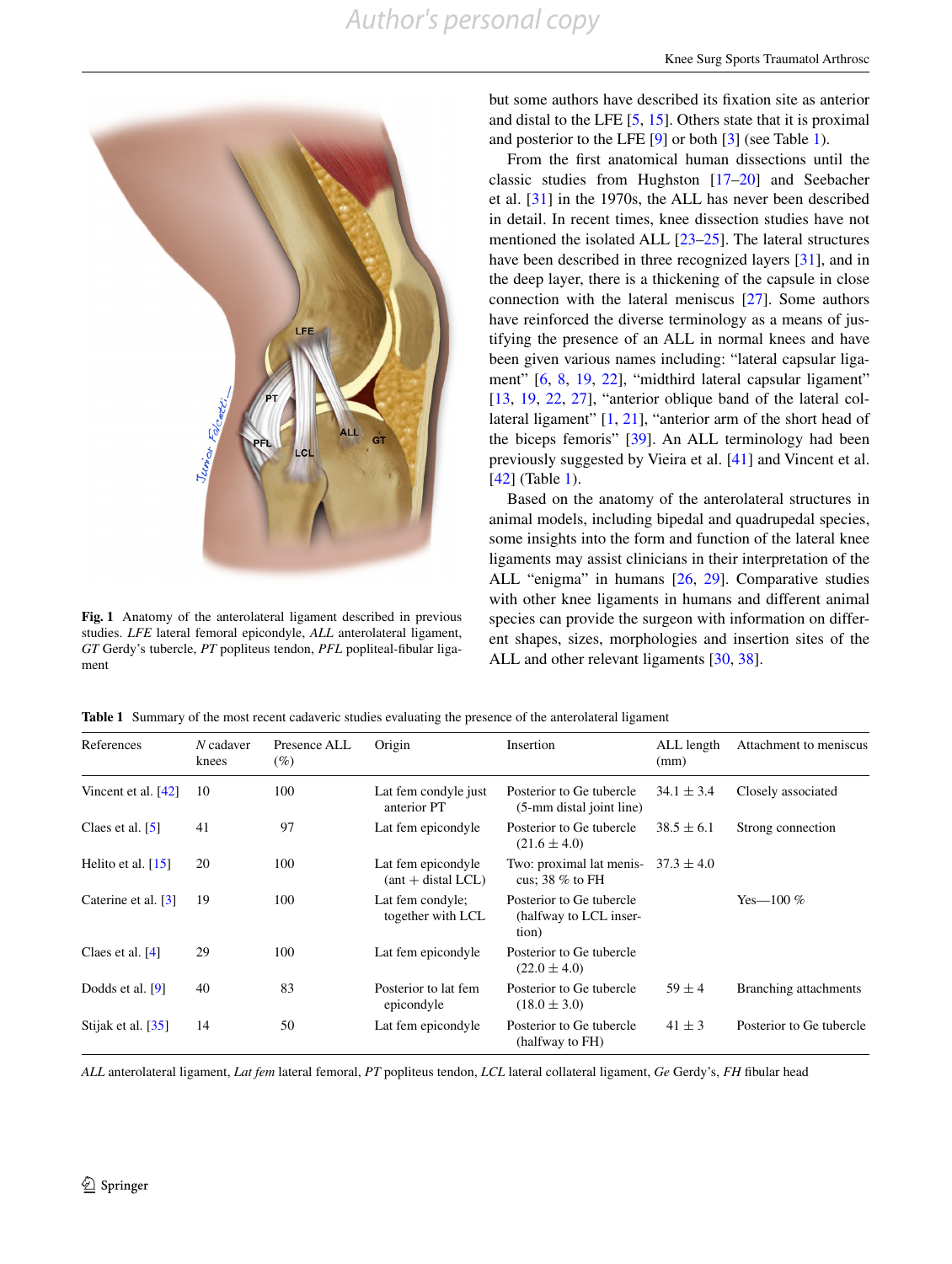Fig. 1 Anatomy of the anterolateral ligament described in previous studies. *LFE* lateral femoral epicondyle, *ALL* anterolateral ligament, *GT* Gerdy's tubercle, *PT* popliteus tendon, *PFL* popliteal-fibular ligament

but some authors have described its fixation site as anterior and distal to the LFE [5, 15]. Others state that it is proximal and posterior to the LFE [9] or both [3] (see Table 1).

From the first anatomical human dissections until the classic studies from Hughston [17–20] and Seebacher et al. [31] in the 1970s, the ALL has never been described in detail. In recent times, knee dissection studies have not mentioned the isolated ALL [23–25]. The lateral structures have been described in three recognized layers [31], and in the deep layer, there is a thickening of the capsule in close connection with the lateral meniscus [27]. Some authors have reinforced the diverse terminology as a means of justifying the presence of an ALL in normal knees and have been given various names including: "lateral capsular ligament" [6, 8, 19, 22], "midthird lateral capsular ligament" [13, 19, 22, 27], "anterior oblique band of the lateral collateral ligament" [1, 21], "anterior arm of the short head of the biceps femoris" [39]. An ALL terminology had been previously suggested by Vieira et al. [41] and Vincent et al. [42] (Table 1).

Based on the anatomy of the anterolateral structures in animal models, including bipedal and quadrupedal species, some insights into the form and function of the lateral knee ligaments may assist clinicians in their interpretation of the ALL "enigma" in humans [26, 29]. Comparative studies with other knee ligaments in humans and different animal species can provide the surgeon with information on different shapes, sizes, morphologies and insertion sites of the ALL and other relevant ligaments [30, 38].

**Table 1** Summary of the most recent cadaveric studies evaluating the presence of the anterolateral ligament

| References | *N* cadaver knees | Presence ALL (%) | Origin | Insertion | ALL length (mm) | Attachment to meniscus |
|---|---|---|---|---|---|---|
| Vincent et al. [42] | 10 | 100 | Lat fem condyle just anterior PT | Posterior to Ge tubercle (5-mm distal joint line) | $34.1 \pm 3.4$ | Closely associated |
| Claes et al. [5] | 41 | 97 | Lat fem epicondyle | Posterior to Ge tubercle ($21.6 \pm 4.0$) | $38.5 \pm 6.1$ | Strong connection |
| Helito et al. [15] | 20 | 100 | Lat fem epicondyle (ant + distal LCL) | Two: proximal lat meniscus; 38 % to FH | $37.3 \pm 4.0$ | |
| Caterine et al. [3] | 19 | 100 | Lat fem condyle; together with LCL | Posterior to Ge tubercle (halfway to LCL insertion) | | Yes—100 % |
| Claes et al. [4] | 29 | 100 | Lat fem epicondyle | Posterior to Ge tubercle ($22.0 \pm 4.0$) | | |
| Dodds et al. [9] | 40 | 83 | Posterior to lat fem epicondyle | Posterior to Ge tubercle ($18.0 \pm 3.0$) | $59 \pm 4$ | Branching attachments |
| Stijak et al. [35] | 14 | 50 | Lat fem epicondyle | Posterior to Ge tubercle (halfway to FH) | $41 \pm 3$ | Posterior to Ge tubercle |

*ALL* anterolateral ligament, *Lat fem* lateral femoral, *PT* popliteus tendon, *LCL* lateral collateral ligament, *Ge* Gerdy's, *FH* fibular head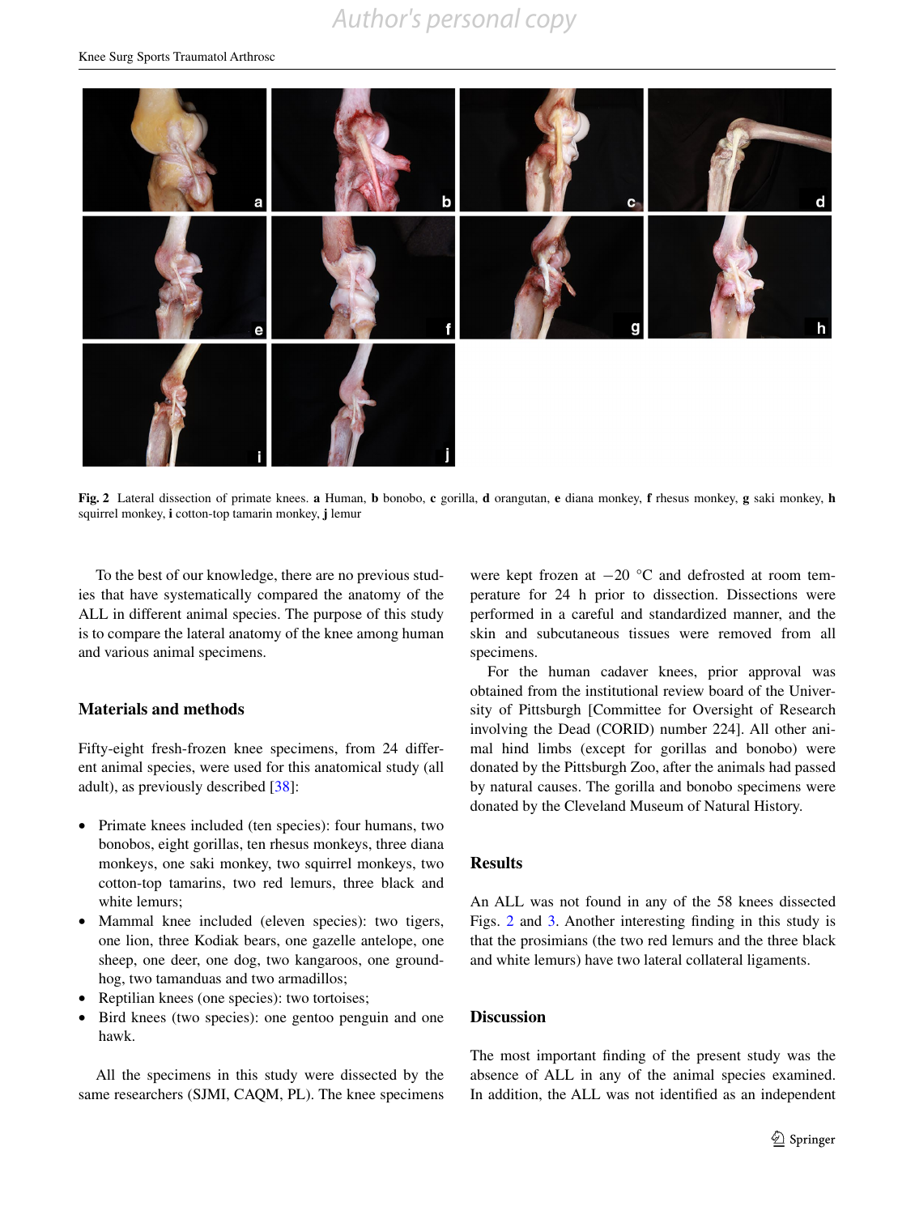Fig. 2 Lateral dissection of primate knees. **a** Human, **b** bonobo, **c** gorilla, **d** orangutan, **e** diana monkey, **f** rhesus monkey, **g** saki monkey, **h** squirrel monkey, **i** cotton-top tamarin monkey, **j** lemur

To the best of our knowledge, there are no previous studies that have systematically compared the anatomy of the ALL in different animal species. The purpose of this study is to compare the lateral anatomy of the knee among human and various animal specimens.

## Materials and methods

Fifty-eight fresh-frozen knee specimens, from 24 different animal species, were used for this anatomical study (all adult), as previously described [38]:

- Primate knees included (ten species): four humans, two bonobos, eight gorillas, ten rhesus monkeys, three diana monkeys, one saki monkey, two squirrel monkeys, two cotton-top tamarins, two red lemurs, three black and white lemurs;
- Mammal knee included (eleven species): two tigers, one lion, three Kodiak bears, one gazelle antelope, one sheep, one deer, one dog, two kangaroos, one groundhog, two tamanduas and two armadillos;
- Reptilian knees (one species): two tortoises;
- Bird knees (two species): one gentoo penguin and one hawk.

All the specimens in this study were dissected by the same researchers (SJMI, CAQM, PL). The knee specimens were kept frozen at −20 °C and defrosted at room temperature for 24 h prior to dissection. Dissections were performed in a careful and standardized manner, and the skin and subcutaneous tissues were removed from all specimens.

For the human cadaver knees, prior approval was obtained from the institutional review board of the University of Pittsburgh [Committee for Oversight of Research involving the Dead (CORID) number 224]. All other animal hind limbs (except for gorillas and bonobo) were donated by the Pittsburgh Zoo, after the animals had passed by natural causes. The gorilla and bonobo specimens were donated by the Cleveland Museum of Natural History.

## Results

An ALL was not found in any of the 58 knees dissected Figs. 2 and 3. Another interesting finding in this study is that the prosimians (the two red lemurs and the three black and white lemurs) have two lateral collateral ligaments.

## Discussion

The most important finding of the present study was the absence of ALL in any of the animal species examined. In addition, the ALL was not identified as an independent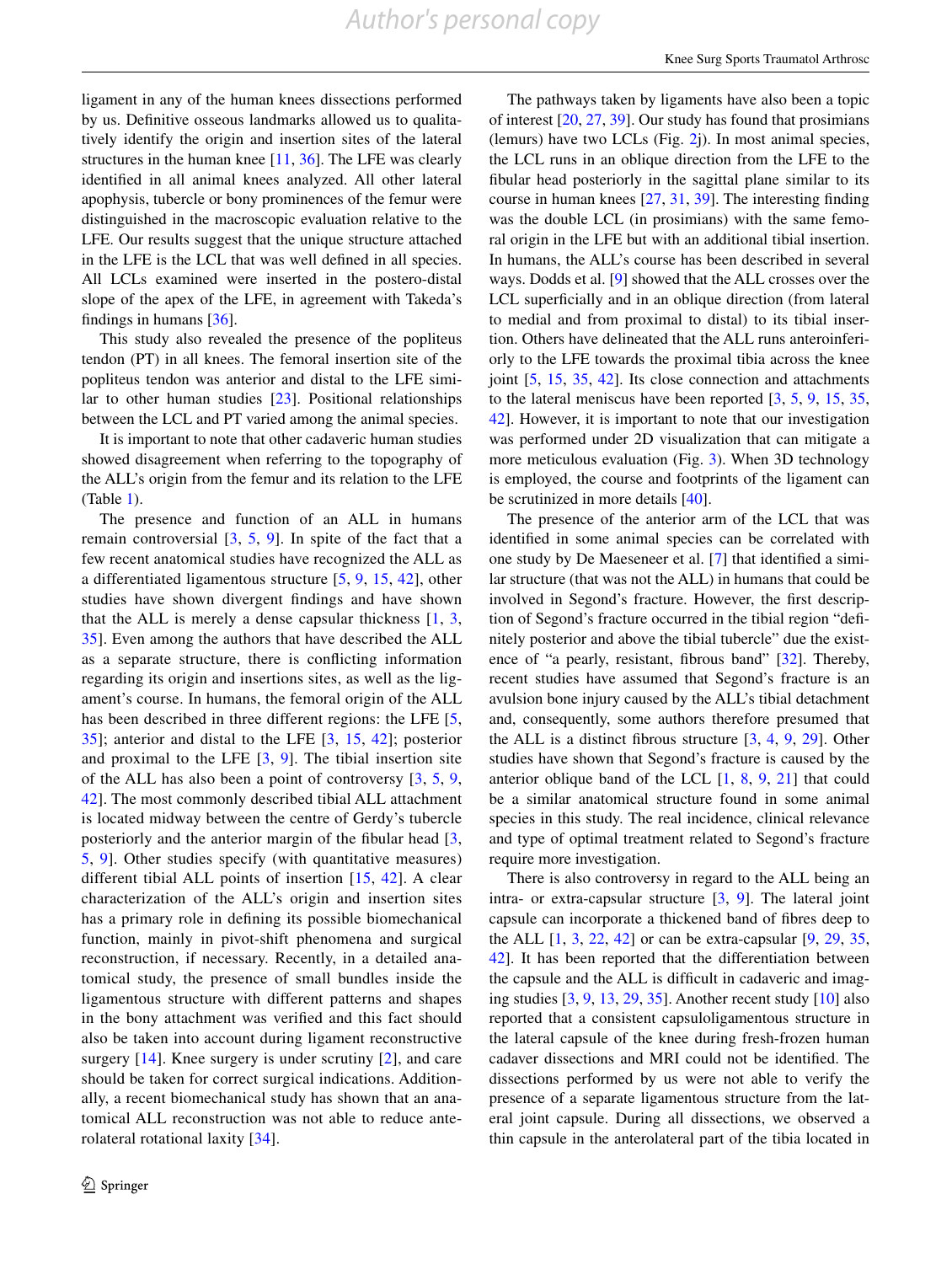ligament in any of the human knees dissections performed by us. Definitive osseous landmarks allowed us to qualitatively identify the origin and insertion sites of the lateral structures in the human knee [11, 36]. The LFE was clearly identified in all animal knees analyzed. All other lateral apophysis, tubercle or bony prominences of the femur were distinguished in the macroscopic evaluation relative to the LFE. Our results suggest that the unique structure attached in the LFE is the LCL that was well defined in all species. All LCLs examined were inserted in the postero-distal slope of the apex of the LFE, in agreement with Takeda's findings in humans [36].

This study also revealed the presence of the popliteus tendon (PT) in all knees. The femoral insertion site of the popliteus tendon was anterior and distal to the LFE similar to other human studies [23]. Positional relationships between the LCL and PT varied among the animal species.

It is important to note that other cadaveric human studies showed disagreement when referring to the topography of the ALL's origin from the femur and its relation to the LFE (Table 1).

The presence and function of an ALL in humans remain controversial [3, 5, 9]. In spite of the fact that a few recent anatomical studies have recognized the ALL as a differentiated ligamentous structure [5, 9, 15, 42], other studies have shown divergent findings and have shown that the ALL is merely a dense capsular thickness [1, 3, 35]. Even among the authors that have described the ALL as a separate structure, there is conflicting information regarding its origin and insertions sites, as well as the ligament's course. In humans, the femoral origin of the ALL has been described in three different regions: the LFE [5, 35]; anterior and distal to the LFE [3, 15, 42]; posterior and proximal to the LFE [3, 9]. The tibial insertion site of the ALL has also been a point of controversy [3, 5, 9, 42]. The most commonly described tibial ALL attachment is located midway between the centre of Gerdy's tubercle posteriorly and the anterior margin of the fibular head [3, 5, 9]. Other studies specify (with quantitative measures) different tibial ALL points of insertion [15, 42]. A clear characterization of the ALL's origin and insertion sites has a primary role in defining its possible biomechanical function, mainly in pivot-shift phenomena and surgical reconstruction, if necessary. Recently, in a detailed anatomical study, the presence of small bundles inside the ligamentous structure with different patterns and shapes in the bony attachment was verified and this fact should also be taken into account during ligament reconstructive surgery [14]. Knee surgery is under scrutiny [2], and care should be taken for correct surgical indications. Additionally, a recent biomechanical study has shown that an anatomical ALL reconstruction was not able to reduce anterolateral rotational laxity [34].

The pathways taken by ligaments have also been a topic of interest [20, 27, 39]. Our study has found that prosimians (lemurs) have two LCLs (Fig. 2j). In most animal species, the LCL runs in an oblique direction from the LFE to the fibular head posteriorly in the sagittal plane similar to its course in human knees [27, 31, 39]. The interesting finding was the double LCL (in prosimians) with the same femoral origin in the LFE but with an additional tibial insertion. In humans, the ALL's course has been described in several ways. Dodds et al. [9] showed that the ALL crosses over the LCL superficially and in an oblique direction (from lateral to medial and from proximal to distal) to its tibial insertion. Others have delineated that the ALL runs anteroinferiorly to the LFE towards the proximal tibia across the knee joint [5, 15, 35, 42]. Its close connection and attachments to the lateral meniscus have been reported [3, 5, 9, 15, 35, 42]. However, it is important to note that our investigation was performed under 2D visualization that can mitigate a more meticulous evaluation (Fig. 3). When 3D technology is employed, the course and footprints of the ligament can be scrutinized in more details [40].

The presence of the anterior arm of the LCL that was identified in some animal species can be correlated with one study by De Maeseneer et al. [7] that identified a similar structure (that was not the ALL) in humans that could be involved in Segond's fracture. However, the first description of Segond's fracture occurred in the tibial region "definitely posterior and above the tibial tubercle" due the existence of "a pearly, resistant, fibrous band" [32]. Thereby, recent studies have assumed that Segond's fracture is an avulsion bone injury caused by the ALL's tibial detachment and, consequently, some authors therefore presumed that the ALL is a distinct fibrous structure [3, 4, 9, 29]. Other studies have shown that Segond's fracture is caused by the anterior oblique band of the LCL [1, 8, 9, 21] that could be a similar anatomical structure found in some animal species in this study. The real incidence, clinical relevance and type of optimal treatment related to Segond's fracture require more investigation.

There is also controversy in regard to the ALL being an intra- or extra-capsular structure [3, 9]. The lateral joint capsule can incorporate a thickened band of fibres deep to the ALL [1, 3, 22, 42] or can be extra-capsular [9, 29, 35, 42]. It has been reported that the differentiation between the capsule and the ALL is difficult in cadaveric and imaging studies [3, 9, 13, 29, 35]. Another recent study [10] also reported that a consistent capsuloligamentous structure in the lateral capsule of the knee during fresh-frozen human cadaver dissections and MRI could not be identified. The dissections performed by us were not able to verify the presence of a separate ligamentous structure from the lateral joint capsule. During all dissections, we observed a thin capsule in the anterolateral part of the tibia located in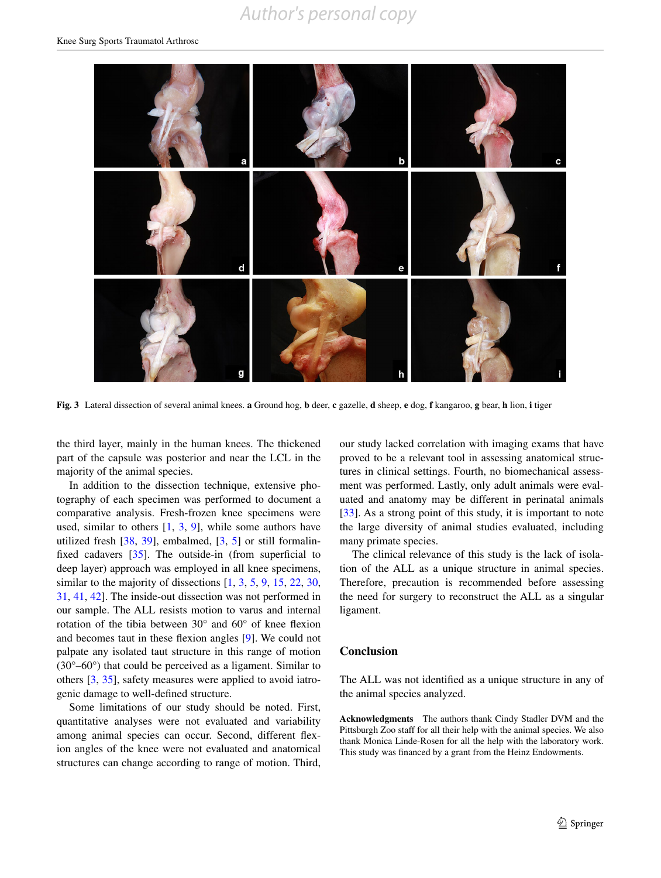Fig. 3 Lateral dissection of several animal knees. **a** Ground hog, **b** deer, **c** gazelle, **d** sheep, **e** dog, **f** kangaroo, **g** bear, **h** lion, **i** tiger

the third layer, mainly in the human knees. The thickened part of the capsule was posterior and near the LCL in the majority of the animal species.

In addition to the dissection technique, extensive photography of each specimen was performed to document a comparative analysis. Fresh-frozen knee specimens were used, similar to others [1, 3, 9], while some authors have utilized fresh [38, 39], embalmed, [3, 5] or still formalin-fixed cadavers [35]. The outside-in (from superficial to deep layer) approach was employed in all knee specimens, similar to the majority of dissections [1, 3, 5, 9, 15, 22, 30, 31, 41, 42]. The inside-out dissection was not performed in our sample. The ALL resists motion to varus and internal rotation of the tibia between 30° and 60° of knee flexion and becomes taut in these flexion angles [9]. We could not palpate any isolated taut structure in this range of motion (30°–60°) that could be perceived as a ligament. Similar to others [3, 35], safety measures were applied to avoid iatrogenic damage to well-defined structure.

Some limitations of our study should be noted. First, quantitative analyses were not evaluated and variability among animal species can occur. Second, different flexion angles of the knee were not evaluated and anatomical structures can change according to range of motion. Third, our study lacked correlation with imaging exams that have proved to be a relevant tool in assessing anatomical structures in clinical settings. Fourth, no biomechanical assessment was performed. Lastly, only adult animals were evaluated and anatomy may be different in perinatal animals [33]. As a strong point of this study, it is important to note the large diversity of animal studies evaluated, including many primate species.

The clinical relevance of this study is the lack of isolation of the ALL as a unique structure in animal species. Therefore, precaution is recommended before assessing the need for surgery to reconstruct the ALL as a singular ligament.

## Conclusion

The ALL was not identified as a unique structure in any of the animal species analyzed.

**Acknowledgments** The authors thank Cindy Stadler DVM and the Pittsburgh Zoo staff for all their help with the animal species. We also thank Monica Linde-Rosen for all the help with the laboratory work. This study was financed by a grant from the Heinz Endowments.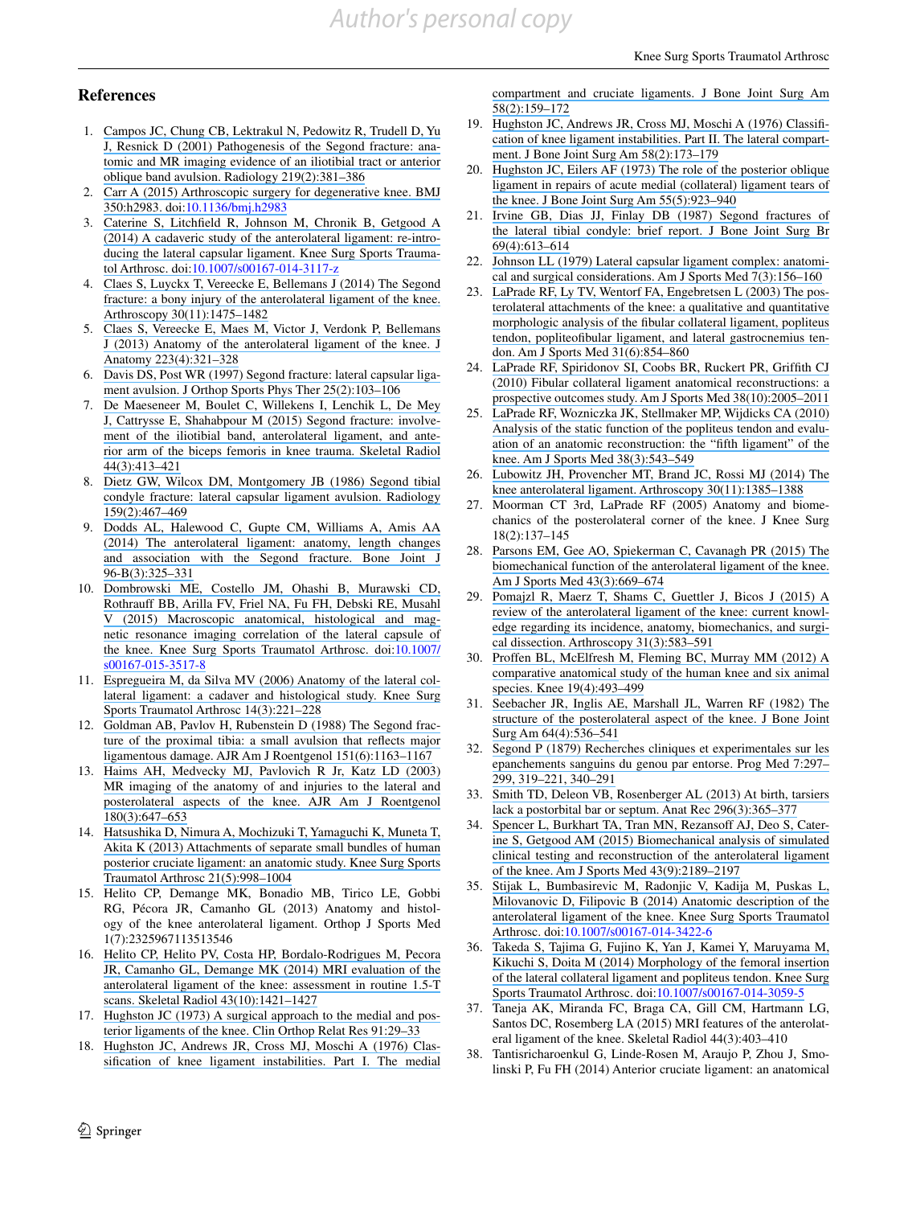## References

1. Campos JC, Chung CB, Lektrakul N, Pedowitz R, Trudell D, Yu J, Resnick D (2001) Pathogenesis of the Segond fracture: anatomic and MR imaging evidence of an iliotibial tract or anterior oblique band avulsion. Radiology 219(2):381–386
2. Carr A (2015) Arthroscopic surgery for degenerative knee. BMJ 350:h2983. doi:10.1136/bmj.h2983
3. Caterine S, Litchfield R, Johnson M, Chronik B, Getgood A (2014) A cadaveric study of the anterolateral ligament: re-introducing the lateral capsular ligament. Knee Surg Sports Traumatol Arthrosc. doi:10.1007/s00167-014-3117-z
4. Claes S, Luyckx T, Vereecke E, Bellemans J (2014) The Segond fracture: a bony injury of the anterolateral ligament of the knee. Arthroscopy 30(11):1475–1482
5. Claes S, Vereecke E, Maes M, Victor J, Verdonk P, Bellemans J (2013) Anatomy of the anterolateral ligament of the knee. J Anatomy 223(4):321–328
6. Davis DS, Post WR (1997) Segond fracture: lateral capsular ligament avulsion. J Orthop Sports Phys Ther 25(2):103–106
7. De Maeseneer M, Boulet C, Willekens I, Lenchik L, De Mey J, Cattrysse E, Shahabpour M (2015) Segond fracture: involvement of the iliotibial band, anterolateral ligament, and anterior arm of the biceps femoris in knee trauma. Skeletal Radiol 44(3):413–421
8. Dietz GW, Wilcox DM, Montgomery JB (1986) Segond tibial condyle fracture: lateral capsular ligament avulsion. Radiology 159(2):467–469
9. Dodds AL, Halewood C, Gupte CM, Williams A, Amis AA (2014) The anterolateral ligament: anatomy, length changes and association with the Segond fracture. Bone Joint J 96-B(3):325–331
10. Dombrowski ME, Costello JM, Ohashi B, Murawski CD, Rothrauff BB, Arilla FV, Friel NA, Fu FH, Debski RE, Musahl V (2015) Macroscopic anatomical, histological and magnetic resonance imaging correlation of the lateral capsule of the knee. Knee Surg Sports Traumatol Arthrosc. doi:10.1007/s00167-015-3517-8
11. Espregueira M, da Silva MV (2006) Anatomy of the lateral collateral ligament: a cadaver and histological study. Knee Surg Sports Traumatol Arthrosc 14(3):221–228
12. Goldman AB, Pavlov H, Rubenstein D (1988) The Segond fracture of the proximal tibia: a small avulsion that reflects major ligamentous damage. AJR Am J Roentgenol 151(6):1163–1167
13. Haims AH, Medvecky MJ, Pavlovich R Jr, Katz LD (2003) MR imaging of the anatomy of and injuries to the lateral and posterolateral aspects of the knee. AJR Am J Roentgenol 180(3):647–653
14. Hatsushika D, Nimura A, Mochizuki T, Yamaguchi K, Muneta T, Akita K (2013) Attachments of separate small bundles of human posterior cruciate ligament: an anatomic study. Knee Surg Sports Traumatol Arthrosc 21(5):998–1004
15. Helito CP, Demange MK, Bonadio MB, Tirico LE, Gobbi RG, Pécora JR, Camanho GL (2013) Anatomy and histology of the knee anterolateral ligament. Orthop J Sports Med 1(7):2325967113513546
16. Helito CP, Helito PV, Costa HP, Bordalo-Rodrigues M, Pecora JR, Camanho GL, Demange MK (2014) MRI evaluation of the anterolateral ligament of the knee: assessment in routine 1.5-T scans. Skeletal Radiol 43(10):1421–1427
17. Hughston JC (1973) A surgical approach to the medial and posterior ligaments of the knee. Clin Orthop Relat Res 91:29–33
18. Hughston JC, Andrews JR, Cross MJ, Moschi A (1976) Classification of knee ligament instabilities. Part I. The medial compartment and cruciate ligaments. J Bone Joint Surg Am 58(2):159–172
19. Hughston JC, Andrews JR, Cross MJ, Moschi A (1976) Classification of knee ligament instabilities. Part II. The lateral compartment. J Bone Joint Surg Am 58(2):173–179
20. Hughston JC, Eilers AF (1973) The role of the posterior oblique ligament in repairs of acute medial (collateral) ligament tears of the knee. J Bone Joint Surg Am 55(5):923–940
21. Irvine GB, Dias JJ, Finlay DB (1987) Segond fractures of the lateral tibial condyle: brief report. J Bone Joint Surg Br 69(4):613–614
22. Johnson LL (1979) Lateral capsular ligament complex: anatomical and surgical considerations. Am J Sports Med 7(3):156–160
23. LaPrade RF, Ly TV, Wentorf FA, Engebretsen L (2003) The posterolateral attachments of the knee: a qualitative and quantitative morphologic analysis of the fibular collateral ligament, popliteus tendon, popliteofibular ligament, and lateral gastrocnemius tendon. Am J Sports Med 31(6):854–860
24. LaPrade RF, Spiridonov SI, Coobs BR, Ruckert PR, Griffith CJ (2010) Fibular collateral ligament anatomical reconstructions: a prospective outcomes study. Am J Sports Med 38(10):2005–2011
25. LaPrade RF, Wozniczka JK, Stellmaker MP, Wijdicks CA (2010) Analysis of the static function of the popliteus tendon and evaluation of an anatomic reconstruction: the "fifth ligament" of the knee. Am J Sports Med 38(3):543–549
26. Lubowitz JH, Provencher MT, Brand JC, Rossi MJ (2014) The knee anterolateral ligament. Arthroscopy 30(11):1385–1388
27. Moorman CT 3rd, LaPrade RF (2005) Anatomy and biomechanics of the posterolateral corner of the knee. J Knee Surg 18(2):137–145
28. Parsons EM, Gee AO, Spiekerman C, Cavanagh PR (2015) The biomechanical function of the anterolateral ligament of the knee. Am J Sports Med 43(3):669–674
29. Pomajzl R, Maerz T, Shams C, Guettler J, Bicos J (2015) A review of the anterolateral ligament of the knee: current knowledge regarding its incidence, anatomy, biomechanics, and surgical dissection. Arthroscopy 31(3):583–591
30. Proffen BL, McElfresh M, Fleming BC, Murray MM (2012) A comparative anatomical study of the human knee and six animal species. Knee 19(4):493–499
31. Seebacher JR, Inglis AE, Marshall JL, Warren RF (1982) The structure of the posterolateral aspect of the knee. J Bone Joint Surg Am 64(4):536–541
32. Segond P (1879) Recherches cliniques et experimentales sur les epanchements sanguins du genou par entorse. Prog Med 7:297–299, 319–221, 340–291
33. Smith TD, Deleon VB, Rosenberger AL (2013) At birth, tarsiers lack a postorbital bar or septum. Anat Rec 296(3):365–377
34. Spencer L, Burkhart TA, Tran MN, Rezansoff AJ, Deo S, Caterine S, Getgood AM (2015) Biomechanical analysis of simulated clinical testing and reconstruction of the anterolateral ligament of the knee. Am J Sports Med 43(9):2189–2197
35. Stijak L, Bumbasirevic M, Radonjic V, Kadija M, Puskas L, Milovanovic D, Filipovic B (2014) Anatomic description of the anterolateral ligament of the knee. Knee Surg Sports Traumatol Arthrosc. doi:10.1007/s00167-014-3422-6
36. Takeda S, Tajima G, Fujino K, Yan J, Kamei Y, Maruyama M, Kikuchi S, Doita M (2014) Morphology of the femoral insertion of the lateral collateral ligament and popliteus tendon. Knee Surg Sports Traumatol Arthrosc. doi:10.1007/s00167-014-3059-5
37. Taneja AK, Miranda FC, Braga CA, Gill CM, Hartmann LG, Santos DC, Rosemberg LA (2015) MRI features of the anterolateral ligament of the knee. Skeletal Radiol 44(3):403–410
38. Tantisricharoenkul G, Linde-Rosen M, Araujo P, Zhou J, Smolinski P, Fu FH (2014) Anterior cruciate ligament: an anatomical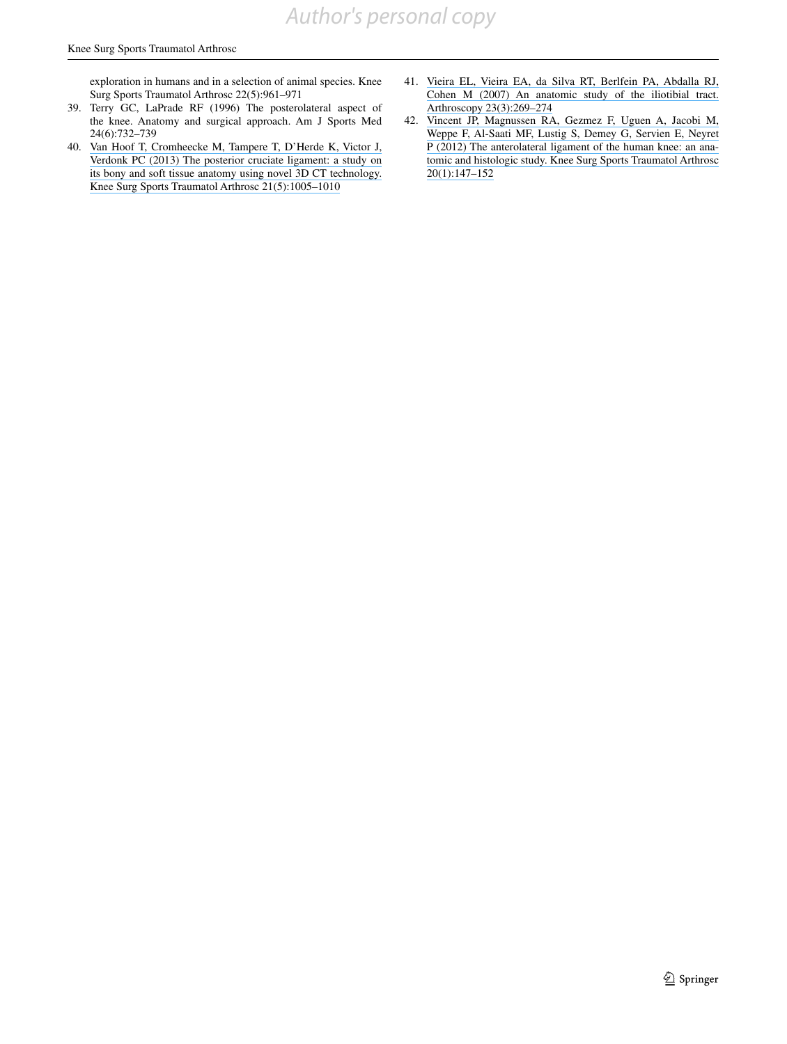exploration in humans and in a selection of animal species. Knee Surg Sports Traumatol Arthrosc 22(5):961–971

39. Terry GC, LaPrade RF (1996) The posterolateral aspect of the knee. Anatomy and surgical approach. Am J Sports Med 24(6):732–739
40. Van Hoof T, Cromheecke M, Tampere T, D'Herde K, Victor J, Verdonk PC (2013) The posterior cruciate ligament: a study on its bony and soft tissue anatomy using novel 3D CT technology. Knee Surg Sports Traumatol Arthrosc 21(5):1005–1010
41. Vieira EL, Vieira EA, da Silva RT, Berlfein PA, Abdalla RJ, Cohen M (2007) An anatomic study of the iliotibial tract. Arthroscopy 23(3):269–274
42. Vincent JP, Magnussen RA, Gezmez F, Uguen A, Jacobi M, Weppe F, Al-Saati MF, Lustig S, Demey G, Servien E, Neyret P (2012) The anterolateral ligament of the human knee: an anatomic and histologic study. Knee Surg Sports Traumatol Arthrosc 20(1):147–152